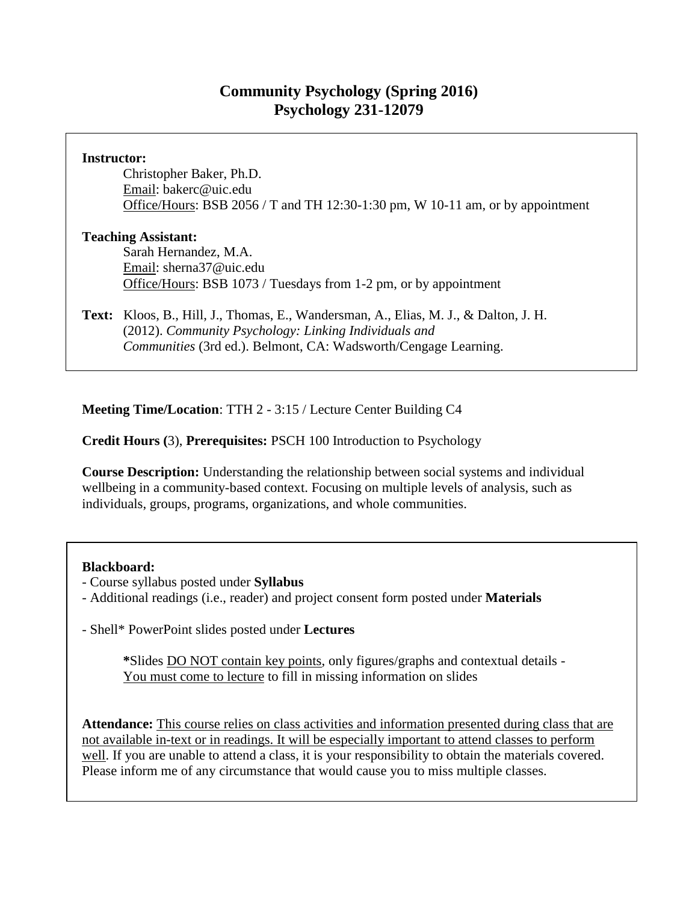# Community Psychology (Spring 2016)
# Psychology 231-12079

**Instructor:**

Christopher Baker, Ph.D.
Email: bakerc@uic.edu
Office/Hours: BSB 2056 / T and TH 12:30-1:30 pm, W 10-11 am, or by appointment

**Teaching Assistant:**

Sarah Hernandez, M.A.
Email: sherna37@uic.edu
Office/Hours: BSB 1073 / Tuesdays from 1-2 pm, or by appointment

**Text:** Kloos, B., Hill, J., Thomas, E., Wandersman, A., Elias, M. J., & Dalton, J. H. (2012). *Community Psychology: Linking Individuals and Communities* (3rd ed.). Belmont, CA: Wadsworth/Cengage Learning.

**Meeting Time/Location**: TTH 2 - 3:15 / Lecture Center Building C4

**Credit Hours (**3), **Prerequisites:** PSCH 100 Introduction to Psychology

**Course Description:** Understanding the relationship between social systems and individual wellbeing in a community-based context. Focusing on multiple levels of analysis, such as individuals, groups, programs, organizations, and whole communities.

**Blackboard:**

- Course syllabus posted under **Syllabus**
- Additional readings (i.e., reader) and project consent form posted under **Materials**

- Shell* PowerPoint slides posted under **Lectures**

**\***Slides DO NOT contain key points, only figures/graphs and contextual details - You must come to lecture to fill in missing information on slides

**Attendance:** This course relies on class activities and information presented during class that are not available in-text or in readings. It will be especially important to attend classes to perform well. If you are unable to attend a class, it is your responsibility to obtain the materials covered. Please inform me of any circumstance that would cause you to miss multiple classes.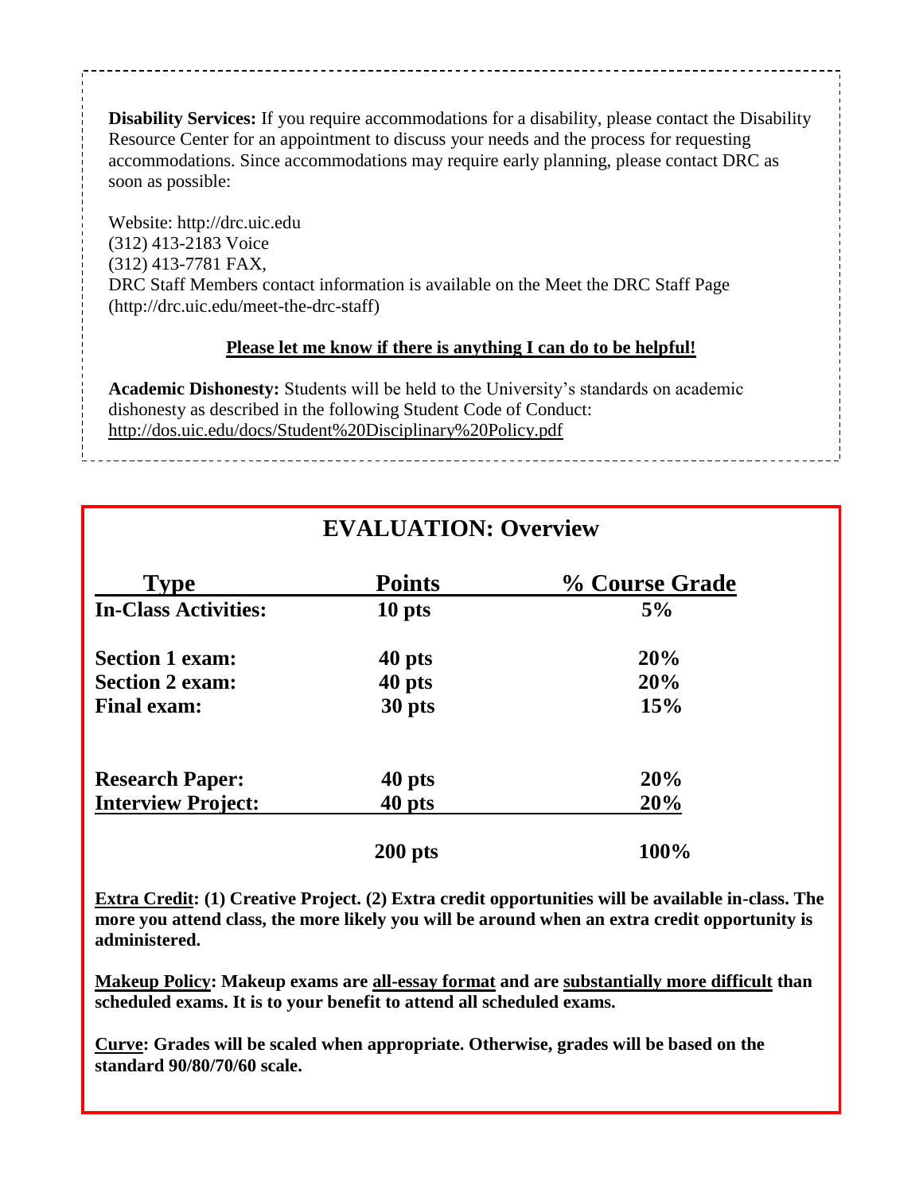**Disability Services:** If you require accommodations for a disability, please contact the Disability Resource Center for an appointment to discuss your needs and the process for requesting accommodations. Since accommodations may require early planning, please contact DRC as soon as possible:

Website: http://drc.uic.edu
(312) 413-2183 Voice
(312) 413-7781 FAX,
DRC Staff Members contact information is available on the Meet the DRC Staff Page (http://drc.uic.edu/meet-the-drc-staff)

**Please let me know if there is anything I can do to be helpful!**

**Academic Dishonesty:** Students will be held to the University's standards on academic dishonesty as described in the following Student Code of Conduct: http://dos.uic.edu/docs/Student%20Disciplinary%20Policy.pdf

## EVALUATION: Overview

| Type | Points | % Course Grade |
|---|---|---|
| **In-Class Activities:** | **10 pts** | **5%** |
| **Section 1 exam:** | **40 pts** | **20%** |
| **Section 2 exam:** | **40 pts** | **20%** |
| **Final exam:** | **30 pts** | **15%** |
| **Research Paper:** | **40 pts** | **20%** |
| **Interview Project:** | **40 pts** | **20%** |
| | **200 pts** | **100%** |

**Extra Credit: (1) Creative Project. (2) Extra credit opportunities will be available in-class. The more you attend class, the more likely you will be around when an extra credit opportunity is administered.**

**Makeup Policy: Makeup exams are all-essay format and are substantially more difficult than scheduled exams. It is to your benefit to attend all scheduled exams.**

**Curve: Grades will be scaled when appropriate. Otherwise, grades will be based on the standard 90/80/70/60 scale.**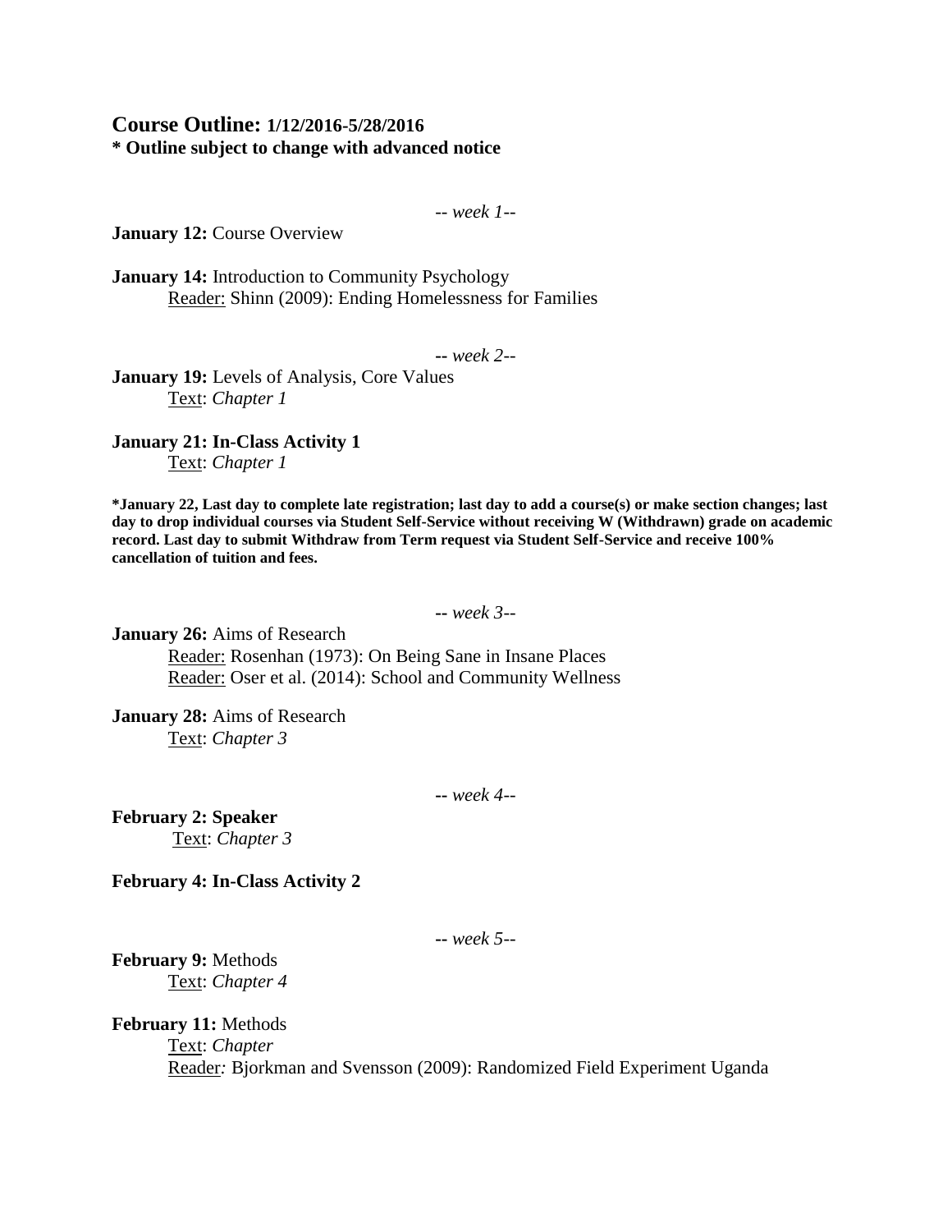## Course Outline: 1/12/2016-5/28/2016

**\* Outline subject to change with advanced notice**

*-- week 1--*

**January 12:** Course Overview

**January 14:** Introduction to Community Psychology
Reader: Shinn (2009): Ending Homelessness for Families

*-- week 2--*

**January 19:** Levels of Analysis, Core Values
Text: *Chapter 1*

**January 21: In-Class Activity 1**
Text: *Chapter 1*

**\*January 22, Last day to complete late registration; last day to add a course(s) or make section changes; last day to drop individual courses via Student Self-Service without receiving W (Withdrawn) grade on academic record. Last day to submit Withdraw from Term request via Student Self-Service and receive 100% cancellation of tuition and fees.**

*-- week 3--*

**January 26:** Aims of Research
Reader: Rosenhan (1973): On Being Sane in Insane Places
Reader: Oser et al. (2014): School and Community Wellness

**January 28:** Aims of Research
Text: *Chapter 3*

*-- week 4--*

**February 2: Speaker**
Text: *Chapter 3*

**February 4: In-Class Activity 2**

*-- week 5--*

**February 9:** Methods
Text: *Chapter 4*

**February 11:** Methods
Text: *Chapter*
Reader: Bjorkman and Svensson (2009): Randomized Field Experiment Uganda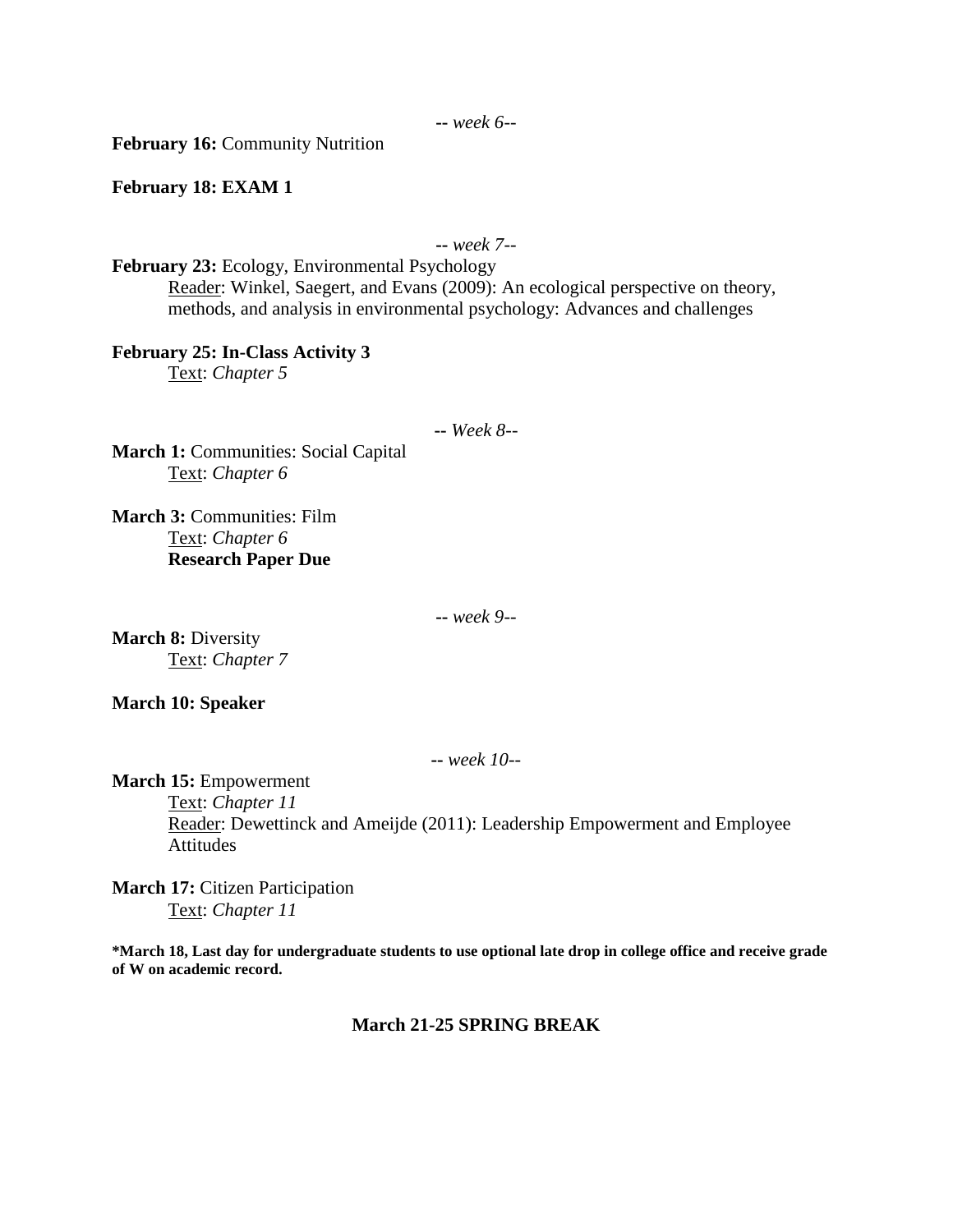*-- week 6--*

**February 16:** Community Nutrition

**February 18: EXAM 1**

*-- week 7--*

**February 23:** Ecology, Environmental Psychology
Reader: Winkel, Saegert, and Evans (2009): An ecological perspective on theory, methods, and analysis in environmental psychology: Advances and challenges

**February 25: In-Class Activity 3**
Text: *Chapter 5*

*-- Week 8--*

**March 1:** Communities: Social Capital
Text: *Chapter 6*

**March 3:** Communities: Film
Text: *Chapter 6*
**Research Paper Due**

*-- week 9--*

**March 8:** Diversity
Text: *Chapter 7*

**March 10: Speaker**

*-- week 10--*

**March 15:** Empowerment
Text: *Chapter 11*
Reader: Dewettinck and Ameijde (2011): Leadership Empowerment and Employee Attitudes

**March 17:** Citizen Participation
Text: *Chapter 11*

**\*March 18, Last day for undergraduate students to use optional late drop in college office and receive grade of W on academic record.**

**March 21-25 SPRING BREAK**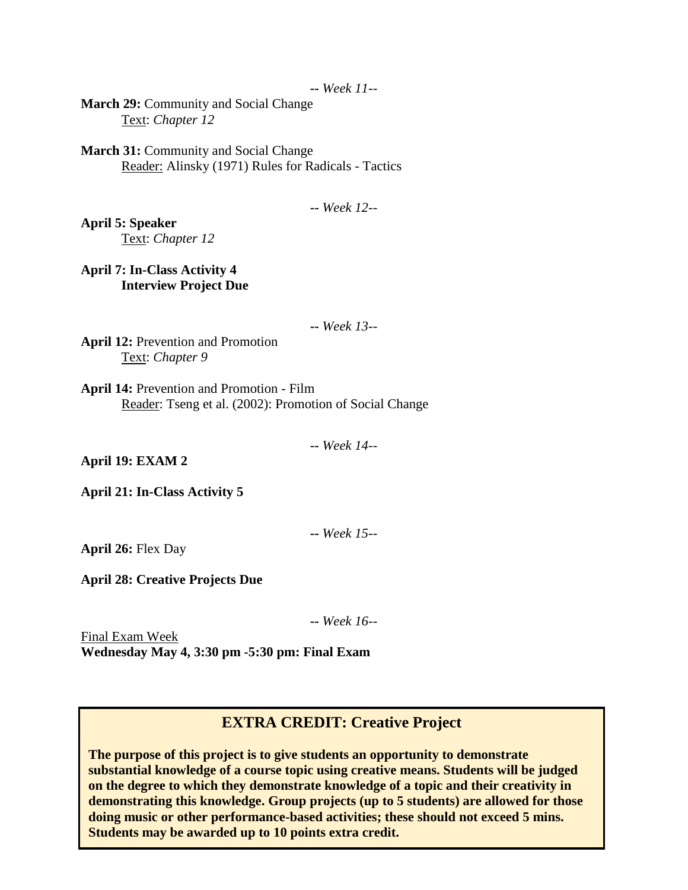*-- Week 11--*

**March 29:** Community and Social Change
Text: *Chapter 12*

**March 31:** Community and Social Change
Reader: Alinsky (1971) Rules for Radicals - Tactics

*-- Week 12--*

**April 5: Speaker**
Text: *Chapter 12*

**April 7: In-Class Activity 4**
**Interview Project Due**

*-- Week 13--*

**April 12:** Prevention and Promotion
Text: *Chapter 9*

**April 14:** Prevention and Promotion - Film
Reader: Tseng et al. (2002): Promotion of Social Change

*-- Week 14--*

**April 19: EXAM 2**

**April 21: In-Class Activity 5**

*-- Week 15--*

**April 26:** Flex Day

**April 28: Creative Projects Due**

*-- Week 16--*

Final Exam Week
**Wednesday May 4, 3:30 pm -5:30 pm: Final Exam**

## EXTRA CREDIT: Creative Project

**The purpose of this project is to give students an opportunity to demonstrate substantial knowledge of a course topic using creative means. Students will be judged on the degree to which they demonstrate knowledge of a topic and their creativity in demonstrating this knowledge. Group projects (up to 5 students) are allowed for those doing music or other performance-based activities; these should not exceed 5 mins. Students may be awarded up to 10 points extra credit.**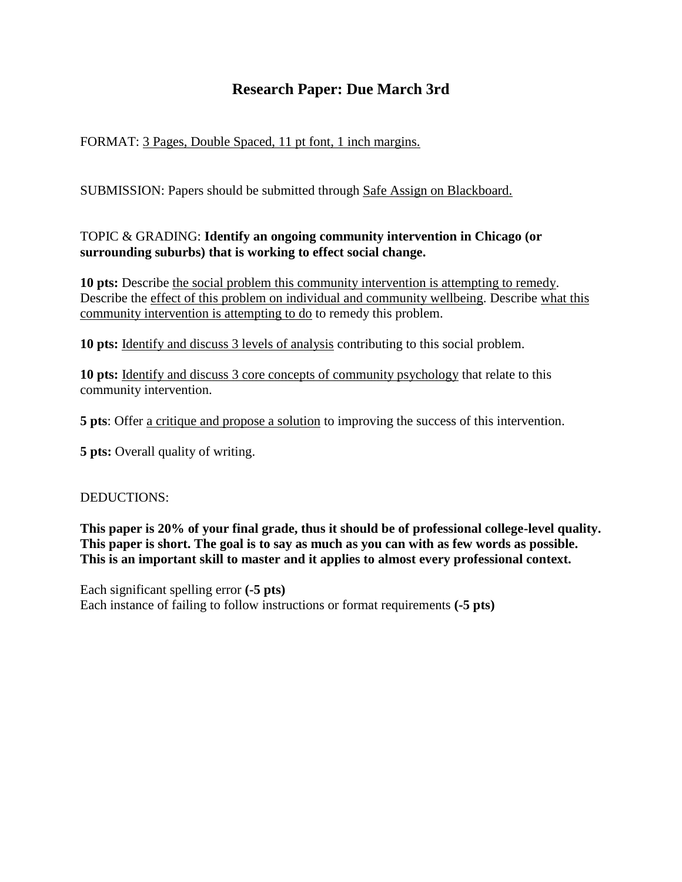# Research Paper: Due March 3rd

FORMAT: 3 Pages, Double Spaced, 11 pt font, 1 inch margins.

SUBMISSION: Papers should be submitted through Safe Assign on Blackboard.

TOPIC & GRADING: **Identify an ongoing community intervention in Chicago (or surrounding suburbs) that is working to effect social change.**

**10 pts:** Describe the social problem this community intervention is attempting to remedy. Describe the effect of this problem on individual and community wellbeing. Describe what this community intervention is attempting to do to remedy this problem.

**10 pts:** Identify and discuss 3 levels of analysis contributing to this social problem.

**10 pts:** Identify and discuss 3 core concepts of community psychology that relate to this community intervention.

**5 pts**: Offer a critique and propose a solution to improving the success of this intervention.

**5 pts:** Overall quality of writing.

DEDUCTIONS:

**This paper is 20% of your final grade, thus it should be of professional college-level quality. This paper is short. The goal is to say as much as you can with as few words as possible. This is an important skill to master and it applies to almost every professional context.**

Each significant spelling error **(-5 pts)**
Each instance of failing to follow instructions or format requirements **(-5 pts)**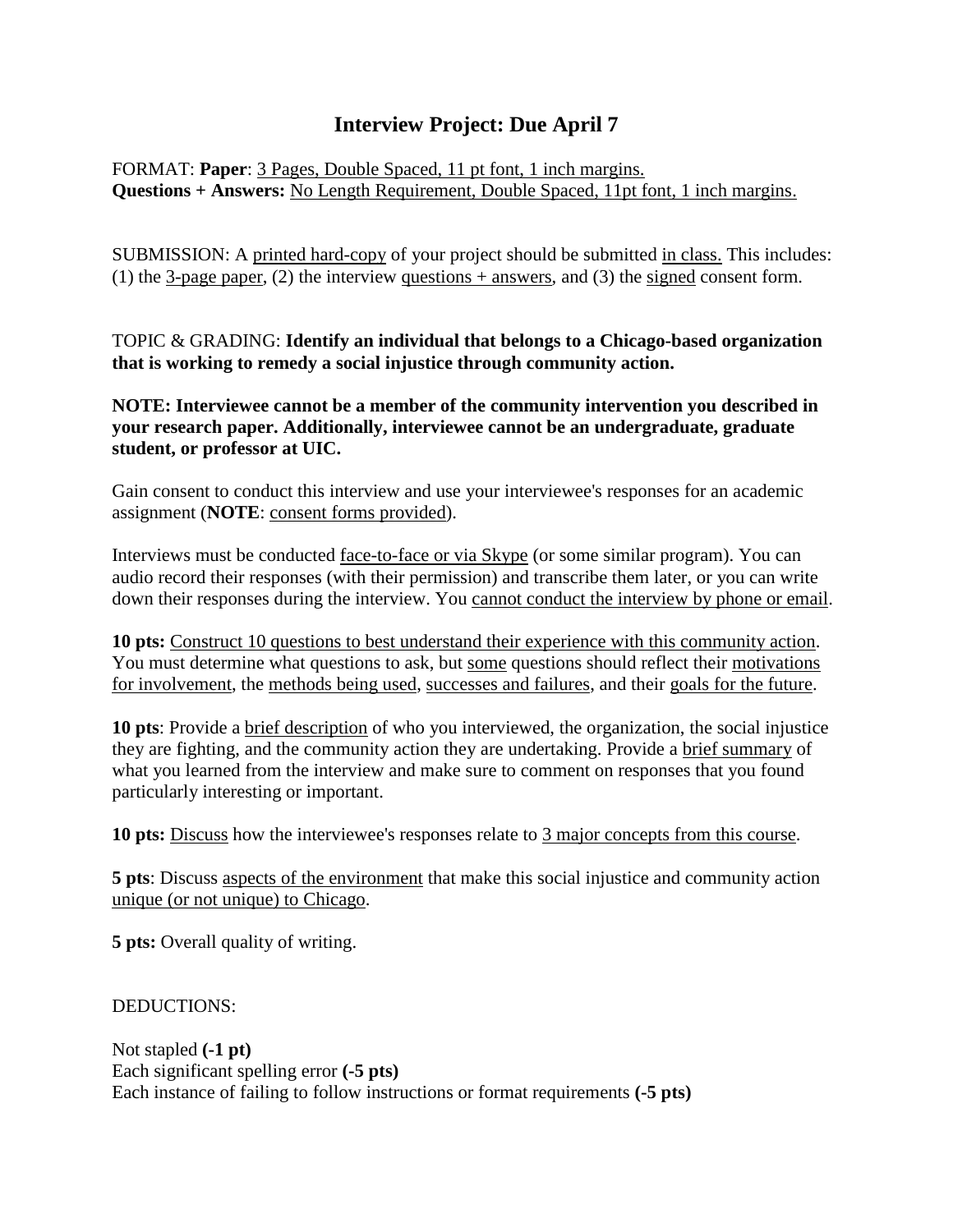# Interview Project: Due April 7

FORMAT: **Paper**: 3 Pages, Double Spaced, 11 pt font, 1 inch margins.
**Questions + Answers:** No Length Requirement, Double Spaced, 11pt font, 1 inch margins.

SUBMISSION: A printed hard-copy of your project should be submitted in class. This includes: (1) the 3-page paper, (2) the interview questions + answers, and (3) the signed consent form.

TOPIC & GRADING: **Identify an individual that belongs to a Chicago-based organization that is working to remedy a social injustice through community action.**

**NOTE: Interviewee cannot be a member of the community intervention you described in your research paper. Additionally, interviewee cannot be an undergraduate, graduate student, or professor at UIC.**

Gain consent to conduct this interview and use your interviewee's responses for an academic assignment (**NOTE**: consent forms provided).

Interviews must be conducted face-to-face or via Skype (or some similar program). You can audio record their responses (with their permission) and transcribe them later, or you can write down their responses during the interview. You cannot conduct the interview by phone or email.

**10 pts:** Construct 10 questions to best understand their experience with this community action. You must determine what questions to ask, but some questions should reflect their motivations for involvement, the methods being used, successes and failures, and their goals for the future.

**10 pts**: Provide a brief description of who you interviewed, the organization, the social injustice they are fighting, and the community action they are undertaking. Provide a brief summary of what you learned from the interview and make sure to comment on responses that you found particularly interesting or important.

**10 pts:** Discuss how the interviewee's responses relate to 3 major concepts from this course.

**5 pts**: Discuss aspects of the environment that make this social injustice and community action unique (or not unique) to Chicago.

**5 pts:** Overall quality of writing.

DEDUCTIONS:

Not stapled **(-1 pt)**
Each significant spelling error **(-5 pts)**
Each instance of failing to follow instructions or format requirements **(-5 pts)**